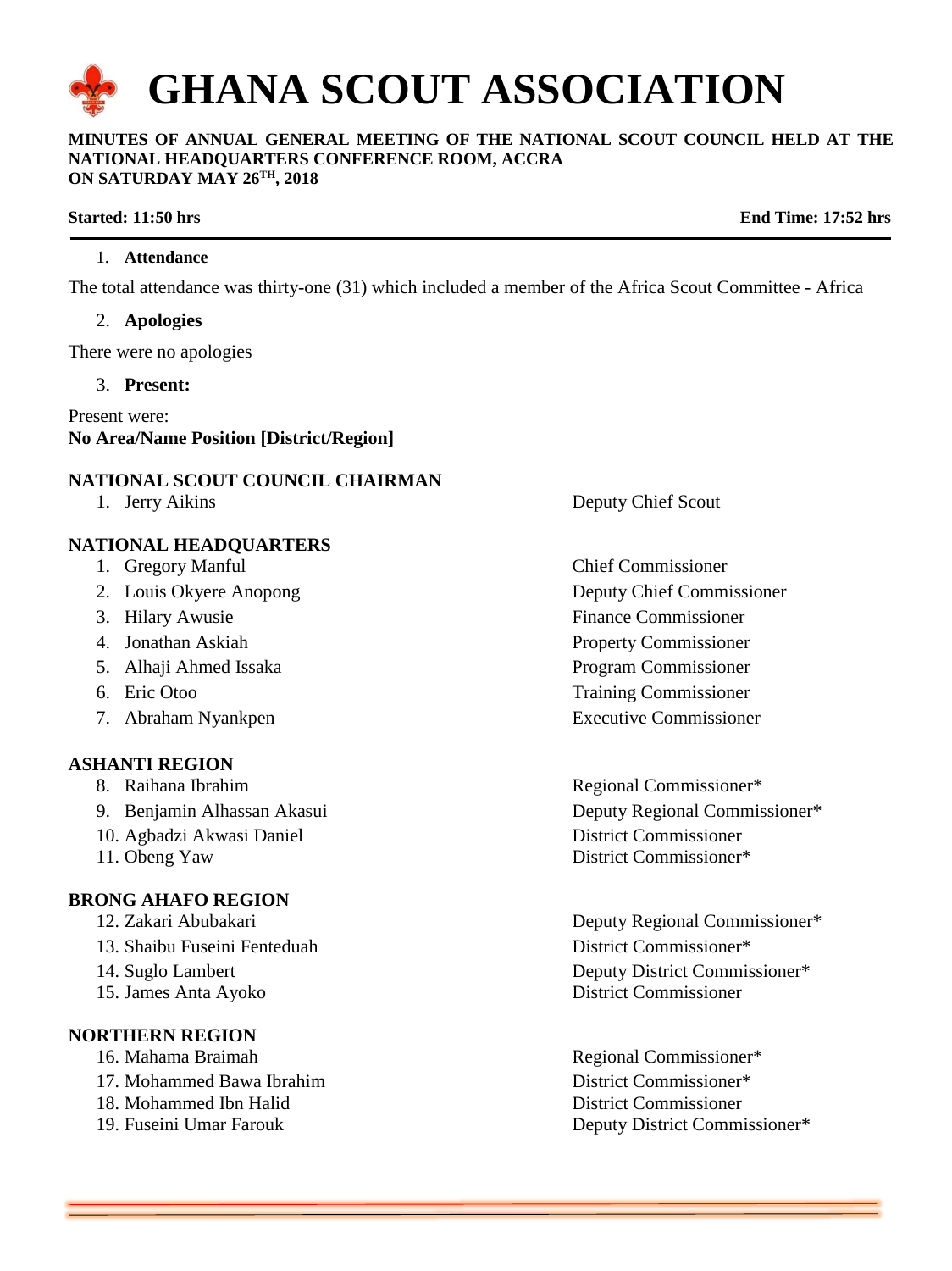# GHANA SCOUT ASSOCIATION

**MINUTES OF ANNUAL GENERAL MEETING OF THE NATIONAL SCOUT COUNCIL HELD AT THE NATIONAL HEADQUARTERS CONFERENCE ROOM, ACCRA ON SATURDAY MAY 26TH, 2018**

**Started: 11:50 hrs** **End Time: 17:52 hrs**

1. **Attendance**

The total attendance was thirty-one (31) which included a member of the Africa Scout Committee - Africa

2. **Apologies**

There were no apologies

3. **Present:**

Present were:

**No Area/Name Position [District/Region]**

**NATIONAL SCOUT COUNCIL CHAIRMAN**

1. Jerry Aikins — Deputy Chief Scout

**NATIONAL HEADQUARTERS**

1. Gregory Manful — Chief Commissioner
2. Louis Okyere Anopong — Deputy Chief Commissioner
3. Hilary Awusie — Finance Commissioner
4. Jonathan Askiah — Property Commissioner
5. Alhaji Ahmed Issaka — Program Commissioner
6. Eric Otoo — Training Commissioner
7. Abraham Nyankpen — Executive Commissioner

**ASHANTI REGION**

8. Raihana Ibrahim — Regional Commissioner*
9. Benjamin Alhassan Akasui — Deputy Regional Commissioner*
10. Agbadzi Akwasi Daniel — District Commissioner
11. Obeng Yaw — District Commissioner*

**BRONG AHAFO REGION**

12. Zakari Abubakari — Deputy Regional Commissioner*
13. Shaibu Fuseini Fenteduah — District Commissioner*
14. Suglo Lambert — Deputy District Commissioner*
15. James Anta Ayoko — District Commissioner

**NORTHERN REGION**

16. Mahama Braimah — Regional Commissioner*
17. Mohammed Bawa Ibrahim — District Commissioner*
18. Mohammed Ibn Halid — District Commissioner
19. Fuseini Umar Farouk — Deputy District Commissioner*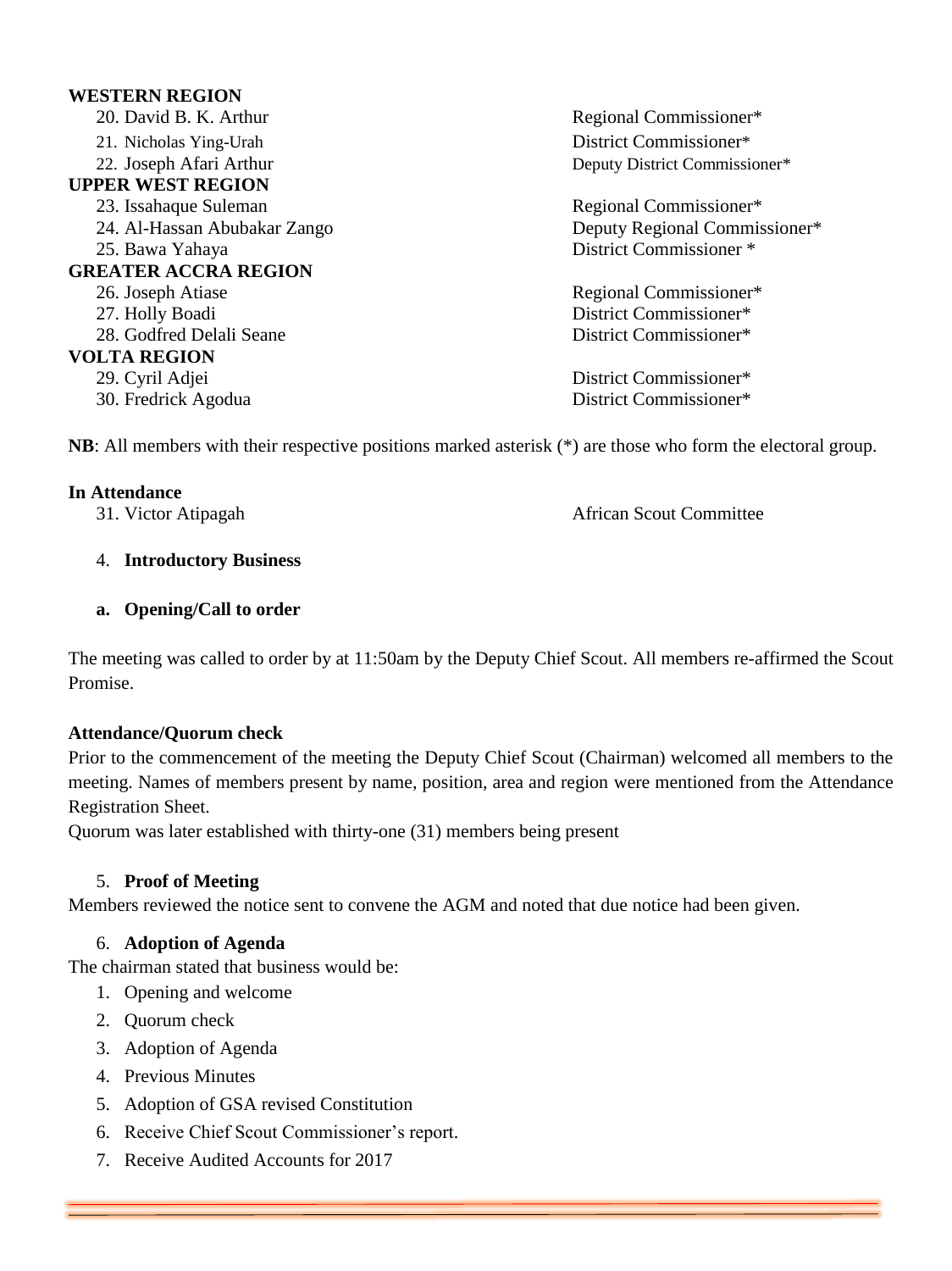**WESTERN REGION**

20. David B. K. Arthur — Regional Commissioner*
21. Nicholas Ying-Urah — District Commissioner*
22. Joseph Afari Arthur — Deputy District Commissioner*

**UPPER WEST REGION**

23. Issahaque Suleman — Regional Commissioner*
24. Al-Hassan Abubakar Zango — Deputy Regional Commissioner*
25. Bawa Yahaya — District Commissioner *

**GREATER ACCRA REGION**

26. Joseph Atiase — Regional Commissioner*
27. Holly Boadi — District Commissioner*
28. Godfred Delali Seane — District Commissioner*

**VOLTA REGION**

29. Cyril Adjei — District Commissioner*
30. Fredrick Agodua — District Commissioner*

**NB**: All members with their respective positions marked asterisk (*) are those who form the electoral group.

**In Attendance**

31. Victor Atipagah — African Scout Committee

4. **Introductory Business**

**a. Opening/Call to order**

The meeting was called to order by at 11:50am by the Deputy Chief Scout. All members re-affirmed the Scout Promise.

**Attendance/Quorum check**

Prior to the commencement of the meeting the Deputy Chief Scout (Chairman) welcomed all members to the meeting. Names of members present by name, position, area and region were mentioned from the Attendance Registration Sheet.
Quorum was later established with thirty-one (31) members being present

5. **Proof of Meeting**

Members reviewed the notice sent to convene the AGM and noted that due notice had been given.

6. **Adoption of Agenda**

The chairman stated that business would be:

1. Opening and welcome
2. Quorum check
3. Adoption of Agenda
4. Previous Minutes
5. Adoption of GSA revised Constitution
6. Receive Chief Scout Commissioner's report.
7. Receive Audited Accounts for 2017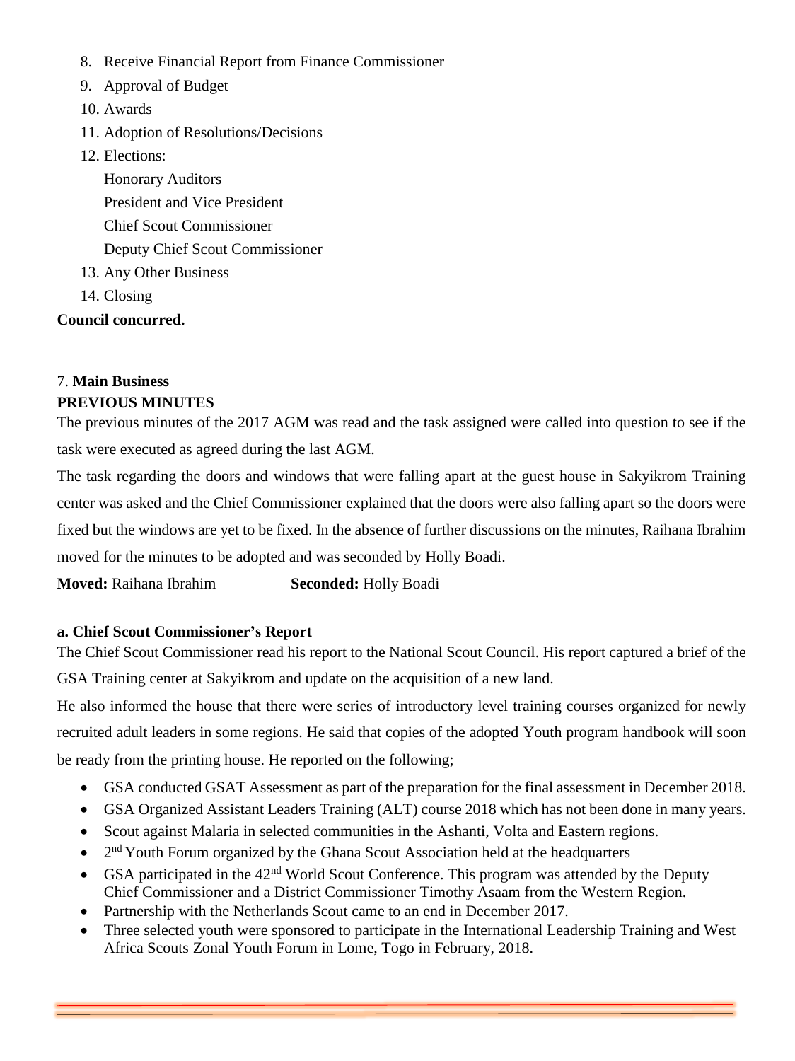8. Receive Financial Report from Finance Commissioner
9. Approval of Budget
10. Awards
11. Adoption of Resolutions/Decisions
12. Elections:
    Honorary Auditors
    President and Vice President
    Chief Scout Commissioner
    Deputy Chief Scout Commissioner
13. Any Other Business
14. Closing

**Council concurred.**

7. **Main Business**

**PREVIOUS MINUTES**

The previous minutes of the 2017 AGM was read and the task assigned were called into question to see if the task were executed as agreed during the last AGM.

The task regarding the doors and windows that were falling apart at the guest house in Sakyikrom Training center was asked and the Chief Commissioner explained that the doors were also falling apart so the doors were fixed but the windows are yet to be fixed. In the absence of further discussions on the minutes, Raihana Ibrahim moved for the minutes to be adopted and was seconded by Holly Boadi.

**Moved:** Raihana Ibrahim **Seconded:** Holly Boadi

**a. Chief Scout Commissioner's Report**

The Chief Scout Commissioner read his report to the National Scout Council. His report captured a brief of the GSA Training center at Sakyikrom and update on the acquisition of a new land.

He also informed the house that there were series of introductory level training courses organized for newly recruited adult leaders in some regions. He said that copies of the adopted Youth program handbook will soon be ready from the printing house. He reported on the following;

- GSA conducted GSAT Assessment as part of the preparation for the final assessment in December 2018.
- GSA Organized Assistant Leaders Training (ALT) course 2018 which has not been done in many years.
- Scout against Malaria in selected communities in the Ashanti, Volta and Eastern regions.
- 2nd Youth Forum organized by the Ghana Scout Association held at the headquarters
- GSA participated in the 42nd World Scout Conference. This program was attended by the Deputy Chief Commissioner and a District Commissioner Timothy Asaam from the Western Region.
- Partnership with the Netherlands Scout came to an end in December 2017.
- Three selected youth were sponsored to participate in the International Leadership Training and West Africa Scouts Zonal Youth Forum in Lome, Togo in February, 2018.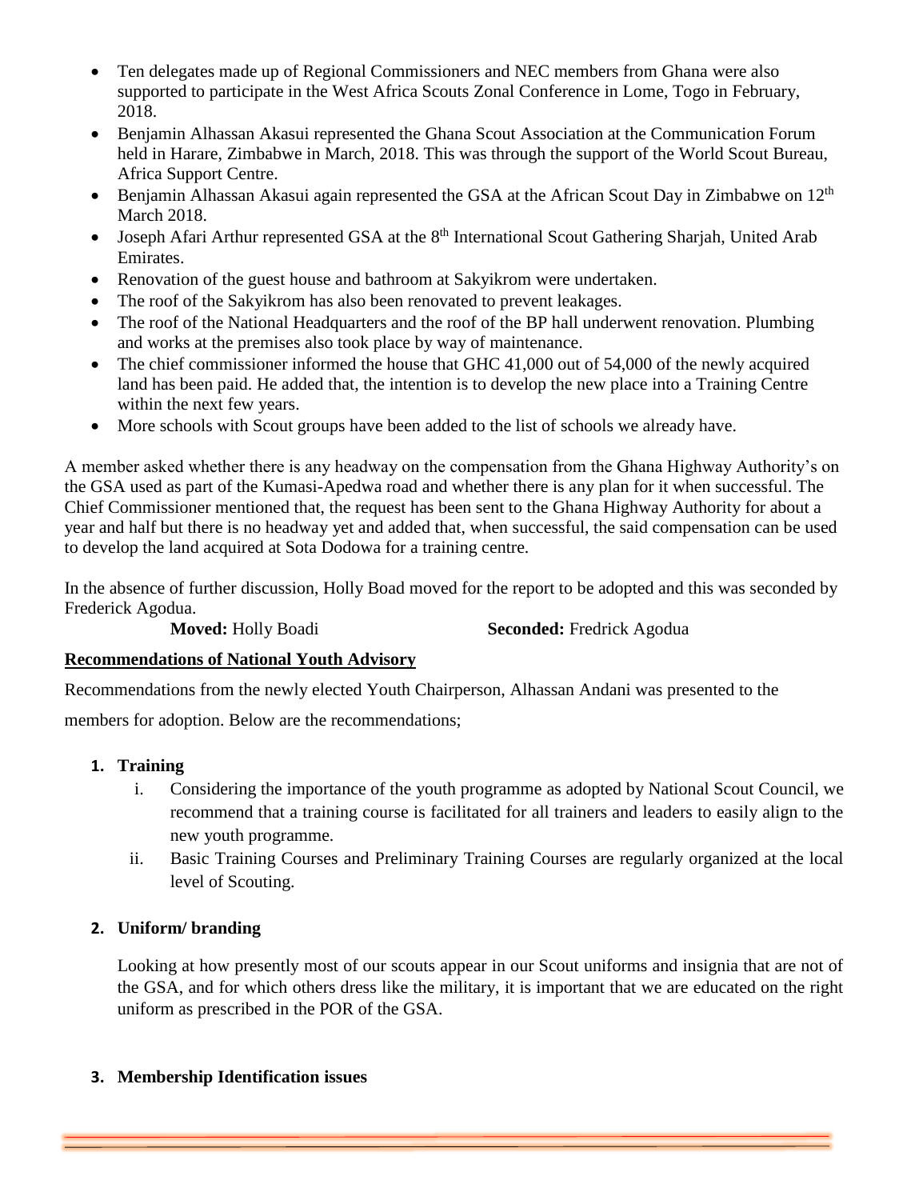- Ten delegates made up of Regional Commissioners and NEC members from Ghana were also supported to participate in the West Africa Scouts Zonal Conference in Lome, Togo in February, 2018.
- Benjamin Alhassan Akasui represented the Ghana Scout Association at the Communication Forum held in Harare, Zimbabwe in March, 2018. This was through the support of the World Scout Bureau, Africa Support Centre.
- Benjamin Alhassan Akasui again represented the GSA at the African Scout Day in Zimbabwe on 12th March 2018.
- Joseph Afari Arthur represented GSA at the 8th International Scout Gathering Sharjah, United Arab Emirates.
- Renovation of the guest house and bathroom at Sakyikrom were undertaken.
- The roof of the Sakyikrom has also been renovated to prevent leakages.
- The roof of the National Headquarters and the roof of the BP hall underwent renovation. Plumbing and works at the premises also took place by way of maintenance.
- The chief commissioner informed the house that GHC 41,000 out of 54,000 of the newly acquired land has been paid. He added that, the intention is to develop the new place into a Training Centre within the next few years.
- More schools with Scout groups have been added to the list of schools we already have.

A member asked whether there is any headway on the compensation from the Ghana Highway Authority's on the GSA used as part of the Kumasi-Apedwa road and whether there is any plan for it when successful. The Chief Commissioner mentioned that, the request has been sent to the Ghana Highway Authority for about a year and half but there is no headway yet and added that, when successful, the said compensation can be used to develop the land acquired at Sota Dodowa for a training centre.

In the absence of further discussion, Holly Boad moved for the report to be adopted and this was seconded by Frederick Agodua.

**Moved:** Holly Boadi **Seconded:** Fredrick Agodua

**Recommendations of National Youth Advisory**

Recommendations from the newly elected Youth Chairperson, Alhassan Andani was presented to the members for adoption. Below are the recommendations;

1. **Training**
   1. Considering the importance of the youth programme as adopted by National Scout Council, we recommend that a training course is facilitated for all trainers and leaders to easily align to the new youth programme.
   2. Basic Training Courses and Preliminary Training Courses are regularly organized at the local level of Scouting.

2. **Uniform/ branding**

   Looking at how presently most of our scouts appear in our Scout uniforms and insignia that are not of the GSA, and for which others dress like the military, it is important that we are educated on the right uniform as prescribed in the POR of the GSA.

3. **Membership Identification issues**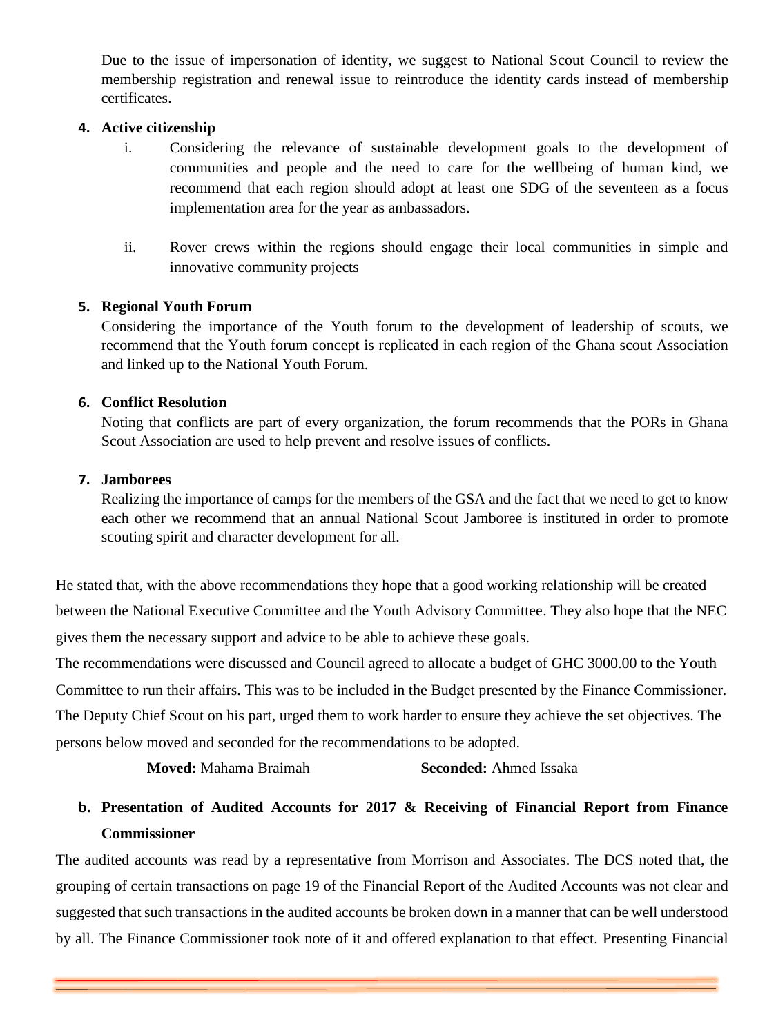Due to the issue of impersonation of identity, we suggest to National Scout Council to review the membership registration and renewal issue to reintroduce the identity cards instead of membership certificates.

4. **Active citizenship**
   i. Considering the relevance of sustainable development goals to the development of communities and people and the need to care for the wellbeing of human kind, we recommend that each region should adopt at least one SDG of the seventeen as a focus implementation area for the year as ambassadors.

   ii. Rover crews within the regions should engage their local communities in simple and innovative community projects

5. **Regional Youth Forum**
   Considering the importance of the Youth forum to the development of leadership of scouts, we recommend that the Youth forum concept is replicated in each region of the Ghana scout Association and linked up to the National Youth Forum.

6. **Conflict Resolution**
   Noting that conflicts are part of every organization, the forum recommends that the PORs in Ghana Scout Association are used to help prevent and resolve issues of conflicts.

7. **Jamborees**
   Realizing the importance of camps for the members of the GSA and the fact that we need to get to know each other we recommend that an annual National Scout Jamboree is instituted in order to promote scouting spirit and character development for all.

He stated that, with the above recommendations they hope that a good working relationship will be created between the National Executive Committee and the Youth Advisory Committee. They also hope that the NEC gives them the necessary support and advice to be able to achieve these goals.

The recommendations were discussed and Council agreed to allocate a budget of GHC 3000.00 to the Youth Committee to run their affairs. This was to be included in the Budget presented by the Finance Commissioner. The Deputy Chief Scout on his part, urged them to work harder to ensure they achieve the set objectives. The persons below moved and seconded for the recommendations to be adopted.

**Moved:** Mahama Braimah **Seconded:** Ahmed Issaka

**b. Presentation of Audited Accounts for 2017 & Receiving of Financial Report from Finance Commissioner**

The audited accounts was read by a representative from Morrison and Associates. The DCS noted that, the grouping of certain transactions on page 19 of the Financial Report of the Audited Accounts was not clear and suggested that such transactions in the audited accounts be broken down in a manner that can be well understood by all. The Finance Commissioner took note of it and offered explanation to that effect. Presenting Financial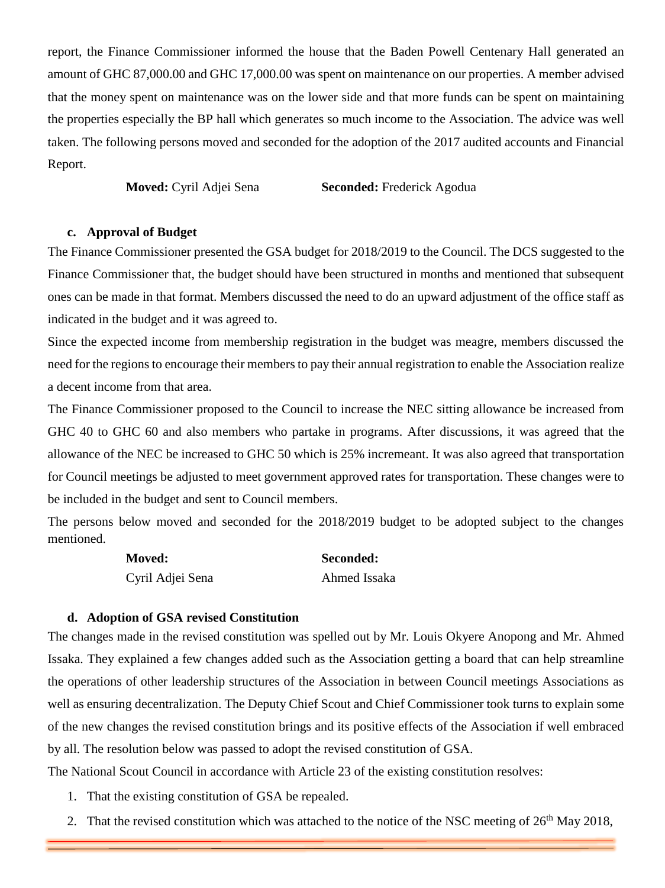report, the Finance Commissioner informed the house that the Baden Powell Centenary Hall generated an amount of GHC 87,000.00 and GHC 17,000.00 was spent on maintenance on our properties. A member advised that the money spent on maintenance was on the lower side and that more funds can be spent on maintaining the properties especially the BP hall which generates so much income to the Association. The advice was well taken. The following persons moved and seconded for the adoption of the 2017 audited accounts and Financial Report.

**Moved:** Cyril Adjei Sena **Seconded:** Frederick Agodua

**c. Approval of Budget**

The Finance Commissioner presented the GSA budget for 2018/2019 to the Council. The DCS suggested to the Finance Commissioner that, the budget should have been structured in months and mentioned that subsequent ones can be made in that format. Members discussed the need to do an upward adjustment of the office staff as indicated in the budget and it was agreed to.

Since the expected income from membership registration in the budget was meagre, members discussed the need for the regions to encourage their members to pay their annual registration to enable the Association realize a decent income from that area.

The Finance Commissioner proposed to the Council to increase the NEC sitting allowance be increased from GHC 40 to GHC 60 and also members who partake in programs. After discussions, it was agreed that the allowance of the NEC be increased to GHC 50 which is 25% incremeant. It was also agreed that transportation for Council meetings be adjusted to meet government approved rates for transportation. These changes were to be included in the budget and sent to Council members.

The persons below moved and seconded for the 2018/2019 budget to be adopted subject to the changes mentioned.

| **Moved:** | **Seconded:** |
|---|---|
| Cyril Adjei Sena | Ahmed Issaka |

**d. Adoption of GSA revised Constitution**

The changes made in the revised constitution was spelled out by Mr. Louis Okyere Anopong and Mr. Ahmed Issaka. They explained a few changes added such as the Association getting a board that can help streamline the operations of other leadership structures of the Association in between Council meetings Associations as well as ensuring decentralization. The Deputy Chief Scout and Chief Commissioner took turns to explain some of the new changes the revised constitution brings and its positive effects of the Association if well embraced by all. The resolution below was passed to adopt the revised constitution of GSA.

The National Scout Council in accordance with Article 23 of the existing constitution resolves:

1. That the existing constitution of GSA be repealed.
2. That the revised constitution which was attached to the notice of the NSC meeting of 26th May 2018,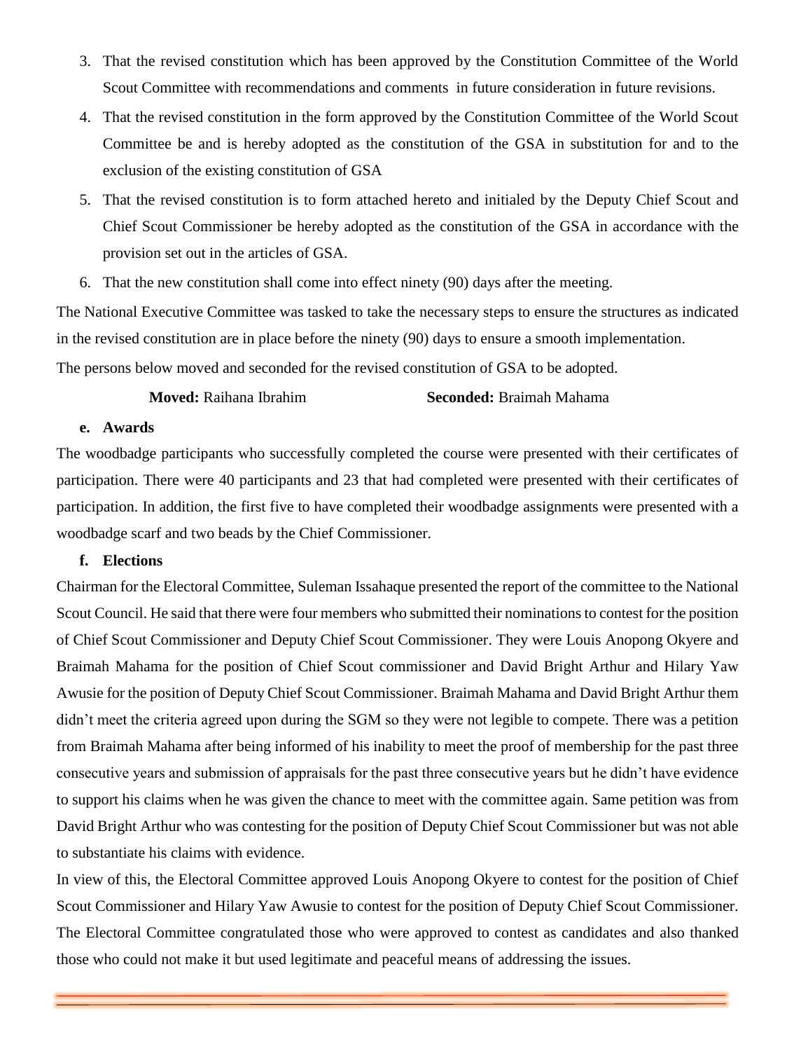3. That the revised constitution which has been approved by the Constitution Committee of the World Scout Committee with recommendations and comments in future consideration in future revisions.
4. That the revised constitution in the form approved by the Constitution Committee of the World Scout Committee be and is hereby adopted as the constitution of the GSA in substitution for and to the exclusion of the existing constitution of GSA
5. That the revised constitution is to form attached hereto and initialed by the Deputy Chief Scout and Chief Scout Commissioner be hereby adopted as the constitution of the GSA in accordance with the provision set out in the articles of GSA.
6. That the new constitution shall come into effect ninety (90) days after the meeting.

The National Executive Committee was tasked to take the necessary steps to ensure the structures as indicated in the revised constitution are in place before the ninety (90) days to ensure a smooth implementation.

The persons below moved and seconded for the revised constitution of GSA to be adopted.

**Moved:** Raihana Ibrahim **Seconded:** Braimah Mahama

**e. Awards**

The woodbadge participants who successfully completed the course were presented with their certificates of participation. There were 40 participants and 23 that had completed were presented with their certificates of participation. In addition, the first five to have completed their woodbadge assignments were presented with a woodbadge scarf and two beads by the Chief Commissioner.

**f. Elections**

Chairman for the Electoral Committee, Suleman Issahaque presented the report of the committee to the National Scout Council. He said that there were four members who submitted their nominations to contest for the position of Chief Scout Commissioner and Deputy Chief Scout Commissioner. They were Louis Anopong Okyere and Braimah Mahama for the position of Chief Scout commissioner and David Bright Arthur and Hilary Yaw Awusie for the position of Deputy Chief Scout Commissioner. Braimah Mahama and David Bright Arthur them didn't meet the criteria agreed upon during the SGM so they were not legible to compete. There was a petition from Braimah Mahama after being informed of his inability to meet the proof of membership for the past three consecutive years and submission of appraisals for the past three consecutive years but he didn't have evidence to support his claims when he was given the chance to meet with the committee again. Same petition was from David Bright Arthur who was contesting for the position of Deputy Chief Scout Commissioner but was not able to substantiate his claims with evidence.

In view of this, the Electoral Committee approved Louis Anopong Okyere to contest for the position of Chief Scout Commissioner and Hilary Yaw Awusie to contest for the position of Deputy Chief Scout Commissioner. The Electoral Committee congratulated those who were approved to contest as candidates and also thanked those who could not make it but used legitimate and peaceful means of addressing the issues.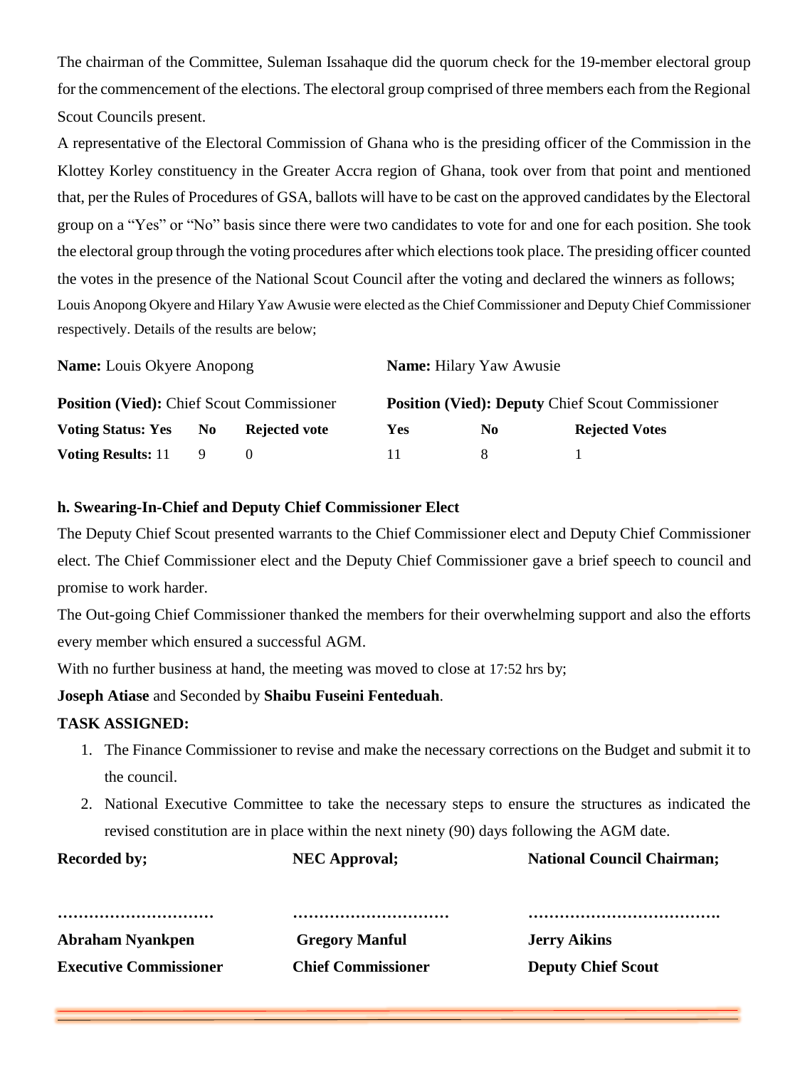The chairman of the Committee, Suleman Issahaque did the quorum check for the 19-member electoral group for the commencement of the elections. The electoral group comprised of three members each from the Regional Scout Councils present.

A representative of the Electoral Commission of Ghana who is the presiding officer of the Commission in the Klottey Korley constituency in the Greater Accra region of Ghana, took over from that point and mentioned that, per the Rules of Procedures of GSA, ballots will have to be cast on the approved candidates by the Electoral group on a "Yes" or "No" basis since there were two candidates to vote for and one for each position. She took the electoral group through the voting procedures after which elections took place. The presiding officer counted the votes in the presence of the National Scout Council after the voting and declared the winners as follows; Louis Anopong Okyere and Hilary Yaw Awusie were elected as the Chief Commissioner and Deputy Chief Commissioner respectively. Details of the results are below;

| | | | | | |
|---|---|---|---|---|---|
| **Name:** Louis Okyere Anopong | | | **Name:** Hilary Yaw Awusie | | |
| **Position (Vied):** Chief Scout Commissioner | | | **Position (Vied): Deputy** Chief Scout Commissioner | | |
| **Voting Status: Yes** | **No** | **Rejected vote** | **Yes** | **No** | **Rejected Votes** |
| **Voting Results:** 11 | 9 | 0 | 11 | 8 | 1 |

**h. Swearing-In-Chief and Deputy Chief Commissioner Elect**

The Deputy Chief Scout presented warrants to the Chief Commissioner elect and Deputy Chief Commissioner elect. The Chief Commissioner elect and the Deputy Chief Commissioner gave a brief speech to council and promise to work harder.

The Out-going Chief Commissioner thanked the members for their overwhelming support and also the efforts every member which ensured a successful AGM.

With no further business at hand, the meeting was moved to close at 17:52 hrs by;

**Joseph Atiase** and Seconded by **Shaibu Fuseini Fenteduah**.

**TASK ASSIGNED:**

1. The Finance Commissioner to revise and make the necessary corrections on the Budget and submit it to the council.
2. National Executive Committee to take the necessary steps to ensure the structures as indicated the revised constitution are in place within the next ninety (90) days following the AGM date.

| **Recorded by;** | **NEC Approval;** | **National Council Chairman;** |
|---|---|---|
| ………………………… | ………………………… | ………………………………. |
| **Abraham Nyankpen** | **Gregory Manful** | **Jerry Aikins** |
| **Executive Commissioner** | **Chief Commissioner** | **Deputy Chief Scout** |